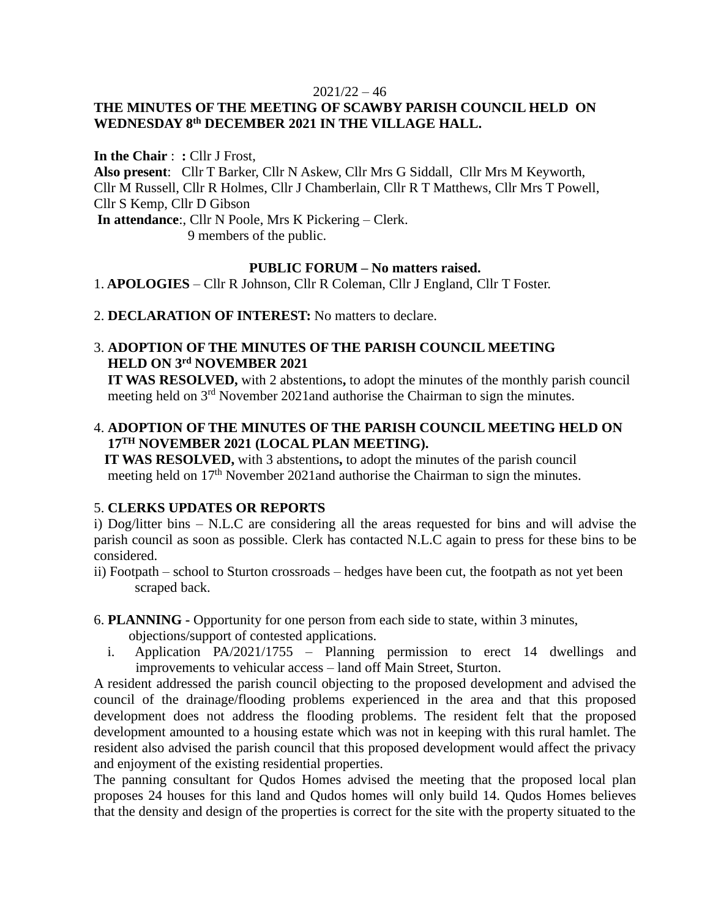2021/22 – 46

# THE MINUTES OF THE MEETING OF SCAWBY PARISH COUNCIL HELD ON WEDNESDAY 8th DECEMBER 2021 IN THE VILLAGE HALL.

**In the Chair** : **:** Cllr J Frost,
**Also present**: Cllr T Barker, Cllr N Askew, Cllr Mrs G Siddall, Cllr Mrs M Keyworth, Cllr M Russell, Cllr R Holmes, Cllr J Chamberlain, Cllr R T Matthews, Cllr Mrs T Powell, Cllr S Kemp, Cllr D Gibson
**In attendance**:, Cllr N Poole, Mrs K Pickering – Clerk.
9 members of the public.

**PUBLIC FORUM – No matters raised.**

1. **APOLOGIES** – Cllr R Johnson, Cllr R Coleman, Cllr J England, Cllr T Foster.

2. **DECLARATION OF INTEREST:** No matters to declare.

3. **ADOPTION OF THE MINUTES OF THE PARISH COUNCIL MEETING HELD ON 3rd NOVEMBER 2021**
**IT WAS RESOLVED,** with 2 abstentions**,** to adopt the minutes of the monthly parish council meeting held on 3rd November 2021and authorise the Chairman to sign the minutes.

4. **ADOPTION OF THE MINUTES OF THE PARISH COUNCIL MEETING HELD ON 17TH NOVEMBER 2021 (LOCAL PLAN MEETING).**
**IT WAS RESOLVED,** with 3 abstentions**,** to adopt the minutes of the parish council meeting held on 17th November 2021and authorise the Chairman to sign the minutes.

5. **CLERKS UPDATES OR REPORTS**
i) Dog/litter bins – N.L.C are considering all the areas requested for bins and will advise the parish council as soon as possible. Clerk has contacted N.L.C again to press for these bins to be considered.
ii) Footpath – school to Sturton crossroads – hedges have been cut, the footpath as not yet been scraped back.

6. **PLANNING -** Opportunity for one person from each side to state, within 3 minutes, objections/support of contested applications.
   i. Application PA/2021/1755 – Planning permission to erect 14 dwellings and improvements to vehicular access – land off Main Street, Sturton.

A resident addressed the parish council objecting to the proposed development and advised the council of the drainage/flooding problems experienced in the area and that this proposed development does not address the flooding problems. The resident felt that the proposed development amounted to a housing estate which was not in keeping with this rural hamlet. The resident also advised the parish council that this proposed development would affect the privacy and enjoyment of the existing residential properties.

The panning consultant for Qudos Homes advised the meeting that the proposed local plan proposes 24 houses for this land and Qudos homes will only build 14. Qudos Homes believes that the density and design of the properties is correct for the site with the property situated to the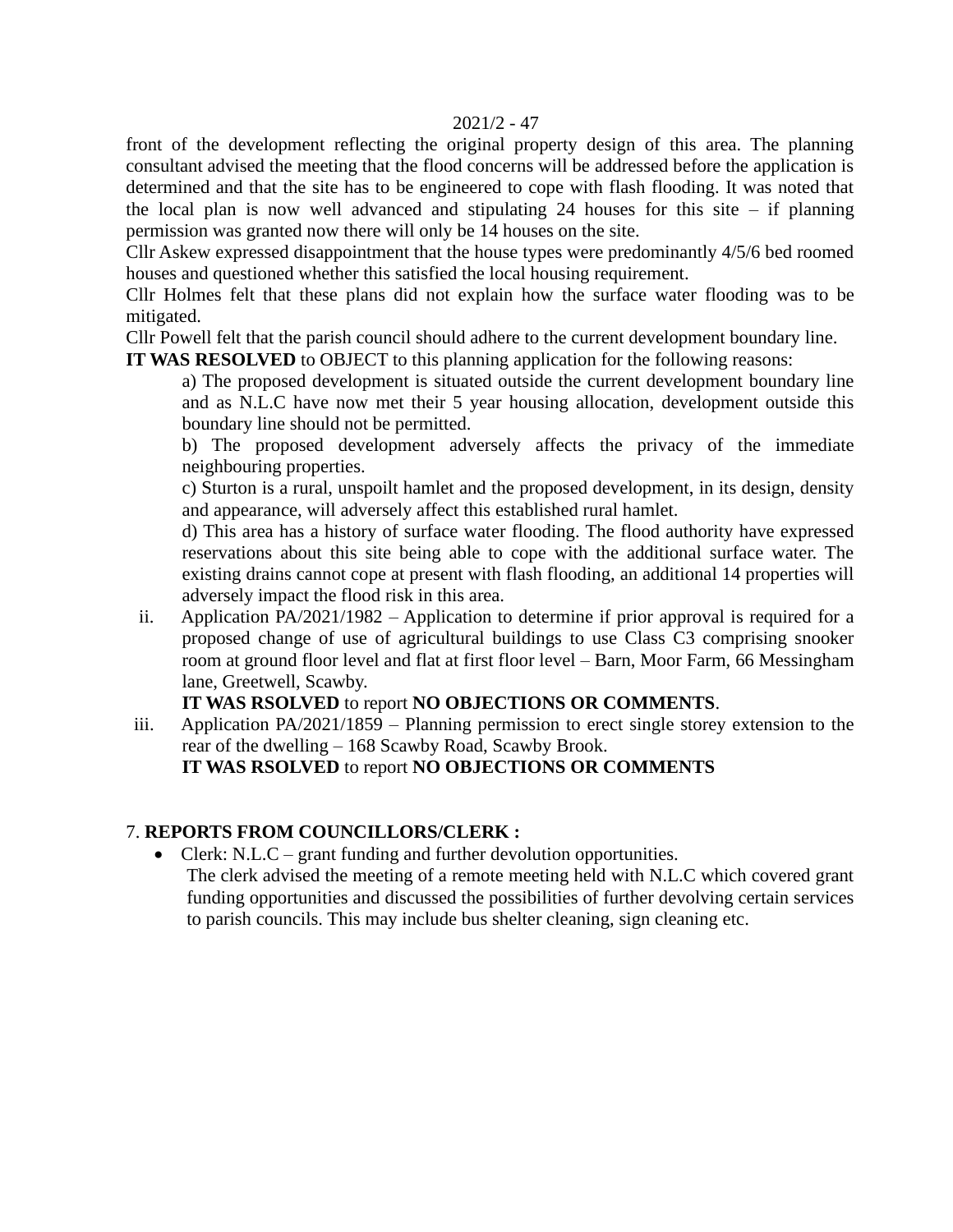front of the development reflecting the original property design of this area. The planning consultant advised the meeting that the flood concerns will be addressed before the application is determined and that the site has to be engineered to cope with flash flooding. It was noted that the local plan is now well advanced and stipulating 24 houses for this site – if planning permission was granted now there will only be 14 houses on the site.

Cllr Askew expressed disappointment that the house types were predominantly 4/5/6 bed roomed houses and questioned whether this satisfied the local housing requirement.

Cllr Holmes felt that these plans did not explain how the surface water flooding was to be mitigated.

Cllr Powell felt that the parish council should adhere to the current development boundary line.

**IT WAS RESOLVED** to OBJECT to this planning application for the following reasons:

a) The proposed development is situated outside the current development boundary line and as N.L.C have now met their 5 year housing allocation, development outside this boundary line should not be permitted.

b) The proposed development adversely affects the privacy of the immediate neighbouring properties.

c) Sturton is a rural, unspoilt hamlet and the proposed development, in its design, density and appearance, will adversely affect this established rural hamlet.

d) This area has a history of surface water flooding. The flood authority have expressed reservations about this site being able to cope with the additional surface water. The existing drains cannot cope at present with flash flooding, an additional 14 properties will adversely impact the flood risk in this area.

ii. Application PA/2021/1982 – Application to determine if prior approval is required for a proposed change of use of agricultural buildings to use Class C3 comprising snooker room at ground floor level and flat at first floor level – Barn, Moor Farm, 66 Messingham lane, Greetwell, Scawby.

**IT WAS RSOLVED** to report **NO OBJECTIONS OR COMMENTS**.

iii. Application PA/2021/1859 – Planning permission to erect single storey extension to the rear of the dwelling – 168 Scawby Road, Scawby Brook.

**IT WAS RSOLVED** to report **NO OBJECTIONS OR COMMENTS**

7. **REPORTS FROM COUNCILLORS/CLERK :**

- Clerk: N.L.C – grant funding and further devolution opportunities.

  The clerk advised the meeting of a remote meeting held with N.L.C which covered grant funding opportunities and discussed the possibilities of further devolving certain services to parish councils. This may include bus shelter cleaning, sign cleaning etc.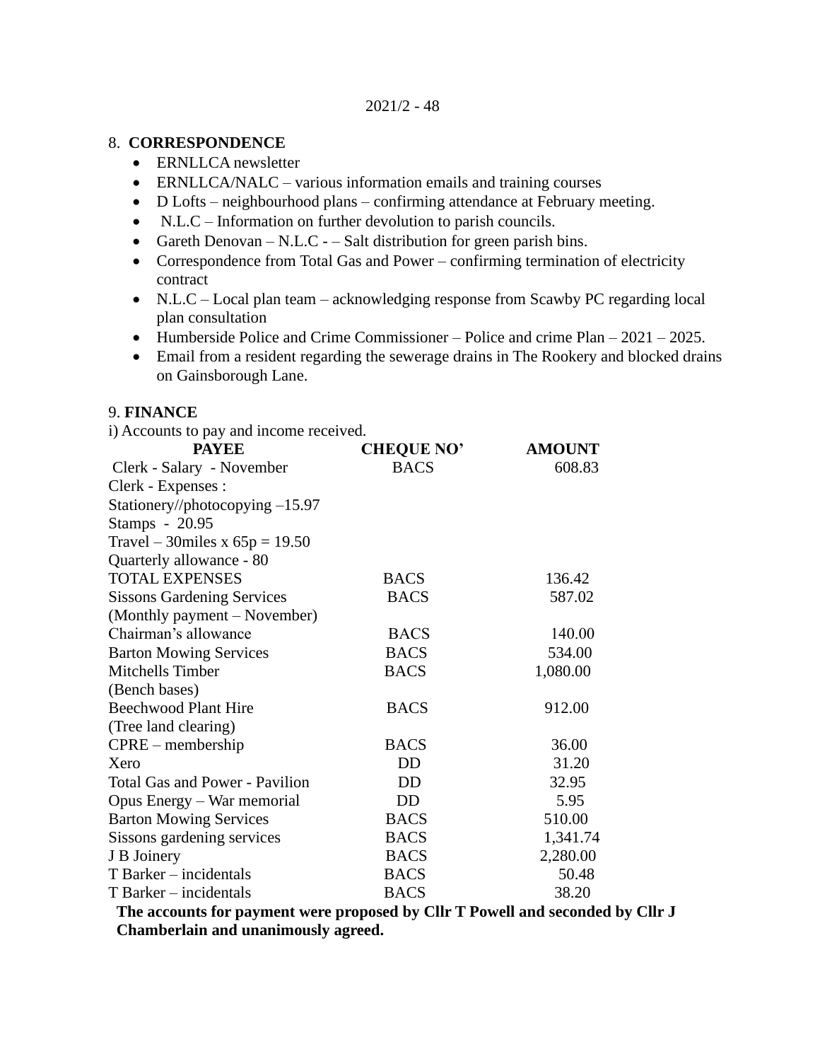## 8. CORRESPONDENCE

- ERNLLCA newsletter
- ERNLLCA/NALC – various information emails and training courses
- D Lofts – neighbourhood plans – confirming attendance at February meeting.
- N.L.C – Information on further devolution to parish councils.
- Gareth Denovan – N.L.C - – Salt distribution for green parish bins.
- Correspondence from Total Gas and Power – confirming termination of electricity contract
- N.L.C – Local plan team – acknowledging response from Scawby PC regarding local plan consultation
- Humberside Police and Crime Commissioner – Police and crime Plan – 2021 – 2025.
- Email from a resident regarding the sewerage drains in The Rookery and blocked drains on Gainsborough Lane.

## 9. FINANCE

i) Accounts to pay and income received.

| PAYEE | CHEQUE NO' | AMOUNT |
|---|---|---|
| Clerk - Salary - November | BACS | 608.83 |
| Clerk - Expenses : | | |
| Stationery//photocopying –15.97 | | |
| Stamps - 20.95 | | |
| Travel – 30miles x 65p = 19.50 | | |
| Quarterly allowance - 80 | | |
| TOTAL EXPENSES | BACS | 136.42 |
| Sissons Gardening Services | BACS | 587.02 |
| (Monthly payment – November) | | |
| Chairman's allowance | BACS | 140.00 |
| Barton Mowing Services | BACS | 534.00 |
| Mitchells Timber | BACS | 1,080.00 |
| (Bench bases) | | |
| Beechwood Plant Hire | BACS | 912.00 |
| (Tree land clearing) | | |
| CPRE – membership | BACS | 36.00 |
| Xero | DD | 31.20 |
| Total Gas and Power - Pavilion | DD | 32.95 |
| Opus Energy – War memorial | DD | 5.95 |
| Barton Mowing Services | BACS | 510.00 |
| Sissons gardening services | BACS | 1,341.74 |
| J B Joinery | BACS | 2,280.00 |
| T Barker – incidentals | BACS | 50.48 |
| T Barker – incidentals | BACS | 38.20 |

**The accounts for payment were proposed by Cllr T Powell and seconded by Cllr J Chamberlain and unanimously agreed.**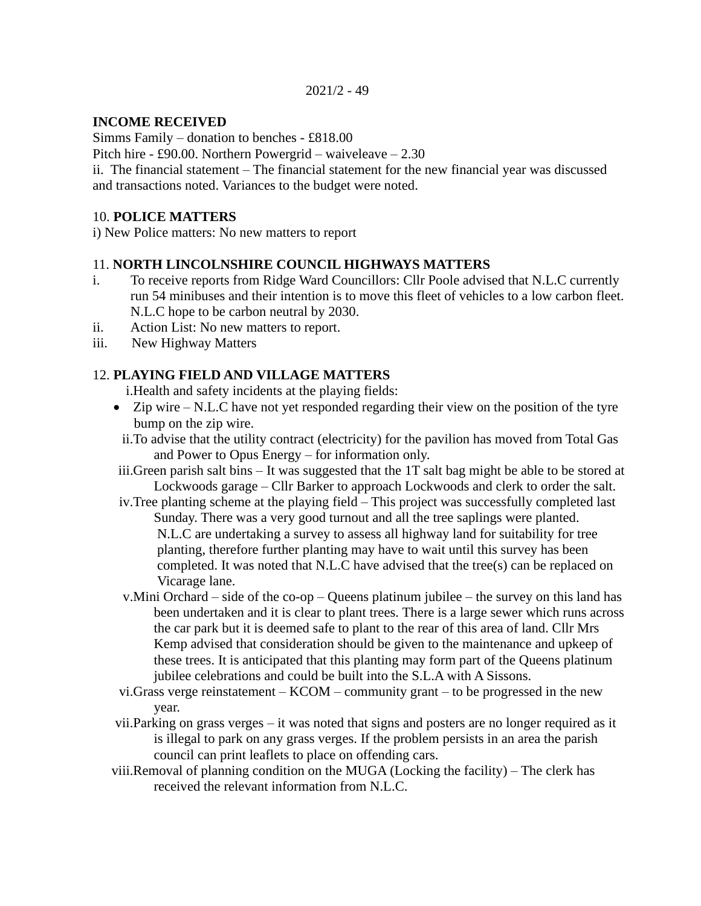**INCOME RECEIVED**

Simms Family – donation to benches - £818.00

Pitch hire - £90.00. Northern Powergrid – waiveleave – 2.30

ii. The financial statement – The financial statement for the new financial year was discussed and transactions noted. Variances to the budget were noted.

10. **POLICE MATTERS**

i) New Police matters: No new matters to report

11. **NORTH LINCOLNSHIRE COUNCIL HIGHWAYS MATTERS**

i. To receive reports from Ridge Ward Councillors: Cllr Poole advised that N.L.C currently run 54 minibuses and their intention is to move this fleet of vehicles to a low carbon fleet. N.L.C hope to be carbon neutral by 2030.
ii. Action List: No new matters to report.
iii. New Highway Matters

12. **PLAYING FIELD AND VILLAGE MATTERS**

i. Health and safety incidents at the playing fields:
- Zip wire – N.L.C have not yet responded regarding their view on the position of the tyre bump on the zip wire.

ii. To advise that the utility contract (electricity) for the pavilion has moved from Total Gas and Power to Opus Energy – for information only.

iii. Green parish salt bins – It was suggested that the 1T salt bag might be able to be stored at Lockwoods garage – Cllr Barker to approach Lockwoods and clerk to order the salt.

iv. Tree planting scheme at the playing field – This project was successfully completed last Sunday. There was a very good turnout and all the tree saplings were planted. N.L.C are undertaking a survey to assess all highway land for suitability for tree planting, therefore further planting may have to wait until this survey has been completed. It was noted that N.L.C have advised that the tree(s) can be replaced on Vicarage lane.

v. Mini Orchard – side of the co-op – Queens platinum jubilee – the survey on this land has been undertaken and it is clear to plant trees. There is a large sewer which runs across the car park but it is deemed safe to plant to the rear of this area of land. Cllr Mrs Kemp advised that consideration should be given to the maintenance and upkeep of these trees. It is anticipated that this planting may form part of the Queens platinum jubilee celebrations and could be built into the S.L.A with A Sissons.

vi. Grass verge reinstatement – KCOM – community grant – to be progressed in the new year.

vii. Parking on grass verges – it was noted that signs and posters are no longer required as it is illegal to park on any grass verges. If the problem persists in an area the parish council can print leaflets to place on offending cars.

viii. Removal of planning condition on the MUGA (Locking the facility) – The clerk has received the relevant information from N.L.C.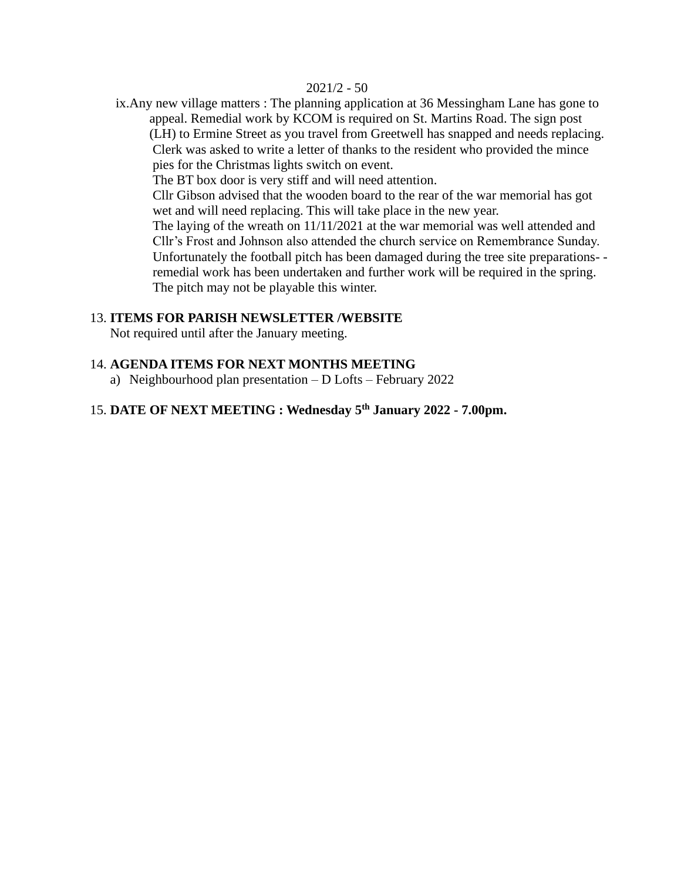ix. Any new village matters : The planning application at 36 Messingham Lane has gone to appeal. Remedial work by KCOM is required on St. Martins Road. The sign post (LH) to Ermine Street as you travel from Greetwell has snapped and needs replacing.

Clerk was asked to write a letter of thanks to the resident who provided the mince pies for the Christmas lights switch on event.

The BT box door is very stiff and will need attention.

Cllr Gibson advised that the wooden board to the rear of the war memorial has got wet and will need replacing. This will take place in the new year.

The laying of the wreath on 11/11/2021 at the war memorial was well attended and Cllr's Frost and Johnson also attended the church service on Remembrance Sunday.

Unfortunately the football pitch has been damaged during the tree site preparations- - remedial work has been undertaken and further work will be required in the spring. The pitch may not be playable this winter.

13. **ITEMS FOR PARISH NEWSLETTER /WEBSITE**

Not required until after the January meeting.

14. **AGENDA ITEMS FOR NEXT MONTHS MEETING**

a) Neighbourhood plan presentation – D Lofts – February 2022

15. **DATE OF NEXT MEETING : Wednesday 5th January 2022 - 7.00pm.**